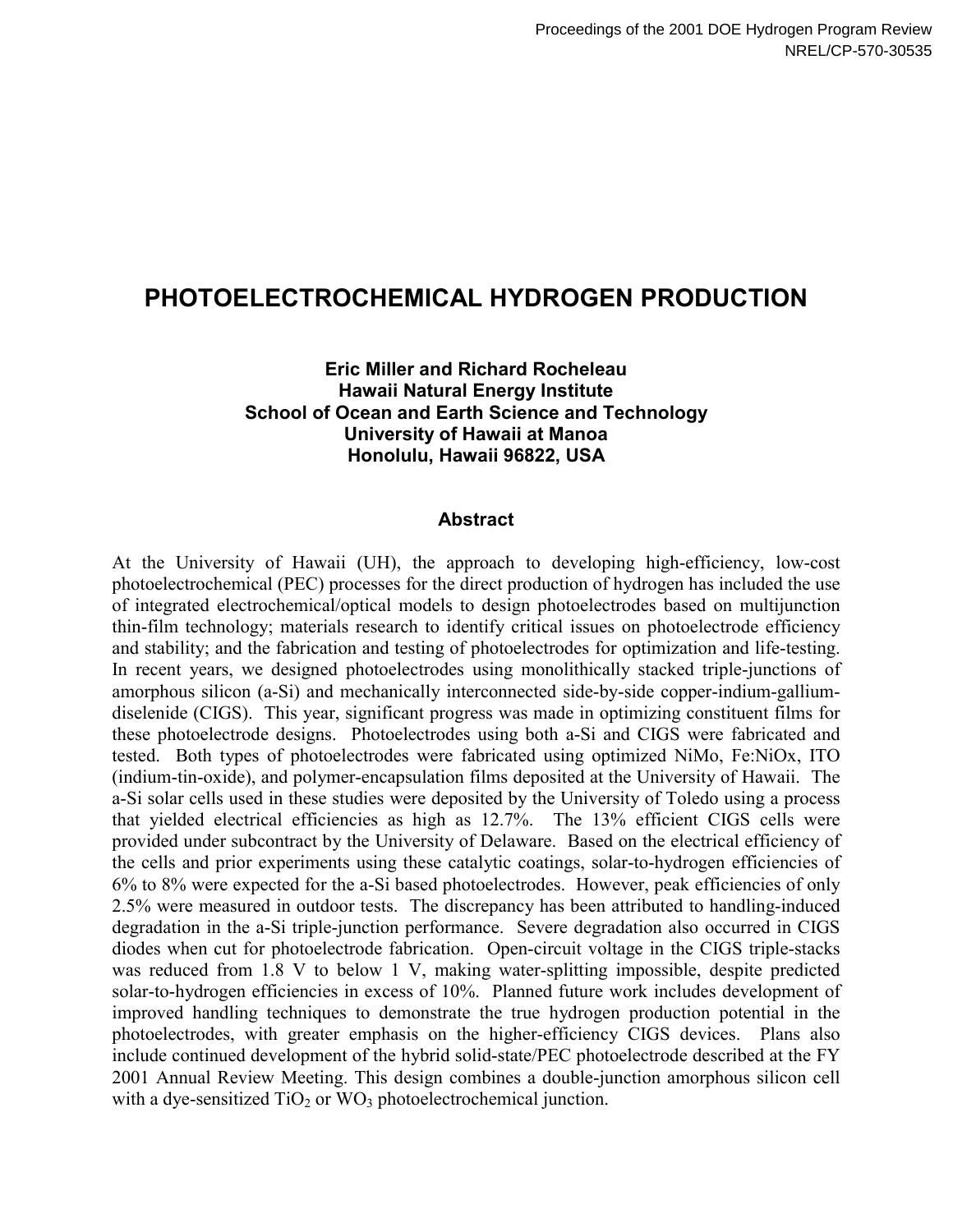# PHOTOELECTROCHEMICAL HYDROGEN PRODUCTION

**Eric Miller and Richard Rocheleau**
**Hawaii Natural Energy Institute**
**School of Ocean and Earth Science and Technology**
**University of Hawaii at Manoa**
**Honolulu, Hawaii 96822, USA**

## Abstract

At the University of Hawaii (UH), the approach to developing high-efficiency, low-cost photoelectrochemical (PEC) processes for the direct production of hydrogen has included the use of integrated electrochemical/optical models to design photoelectrodes based on multijunction thin-film technology; materials research to identify critical issues on photoelectrode efficiency and stability; and the fabrication and testing of photoelectrodes for optimization and life-testing. In recent years, we designed photoelectrodes using monolithically stacked triple-junctions of amorphous silicon (a-Si) and mechanically interconnected side-by-side copper-indium-gallium-diselenide (CIGS). This year, significant progress was made in optimizing constituent films for these photoelectrode designs. Photoelectrodes using both a-Si and CIGS were fabricated and tested. Both types of photoelectrodes were fabricated using optimized NiMo, Fe:NiOx, ITO (indium-tin-oxide), and polymer-encapsulation films deposited at the University of Hawaii. The a-Si solar cells used in these studies were deposited by the University of Toledo using a process that yielded electrical efficiencies as high as 12.7%. The 13% efficient CIGS cells were provided under subcontract by the University of Delaware. Based on the electrical efficiency of the cells and prior experiments using these catalytic coatings, solar-to-hydrogen efficiencies of 6% to 8% were expected for the a-Si based photoelectrodes. However, peak efficiencies of only 2.5% were measured in outdoor tests. The discrepancy has been attributed to handling-induced degradation in the a-Si triple-junction performance. Severe degradation also occurred in CIGS diodes when cut for photoelectrode fabrication. Open-circuit voltage in the CIGS triple-stacks was reduced from 1.8 V to below 1 V, making water-splitting impossible, despite predicted solar-to-hydrogen efficiencies in excess of 10%. Planned future work includes development of improved handling techniques to demonstrate the true hydrogen production potential in the photoelectrodes, with greater emphasis on the higher-efficiency CIGS devices. Plans also include continued development of the hybrid solid-state/PEC photoelectrode described at the FY 2001 Annual Review Meeting. This design combines a double-junction amorphous silicon cell with a dye-sensitized $TiO_2$ or $WO_3$ photoelectrochemical junction.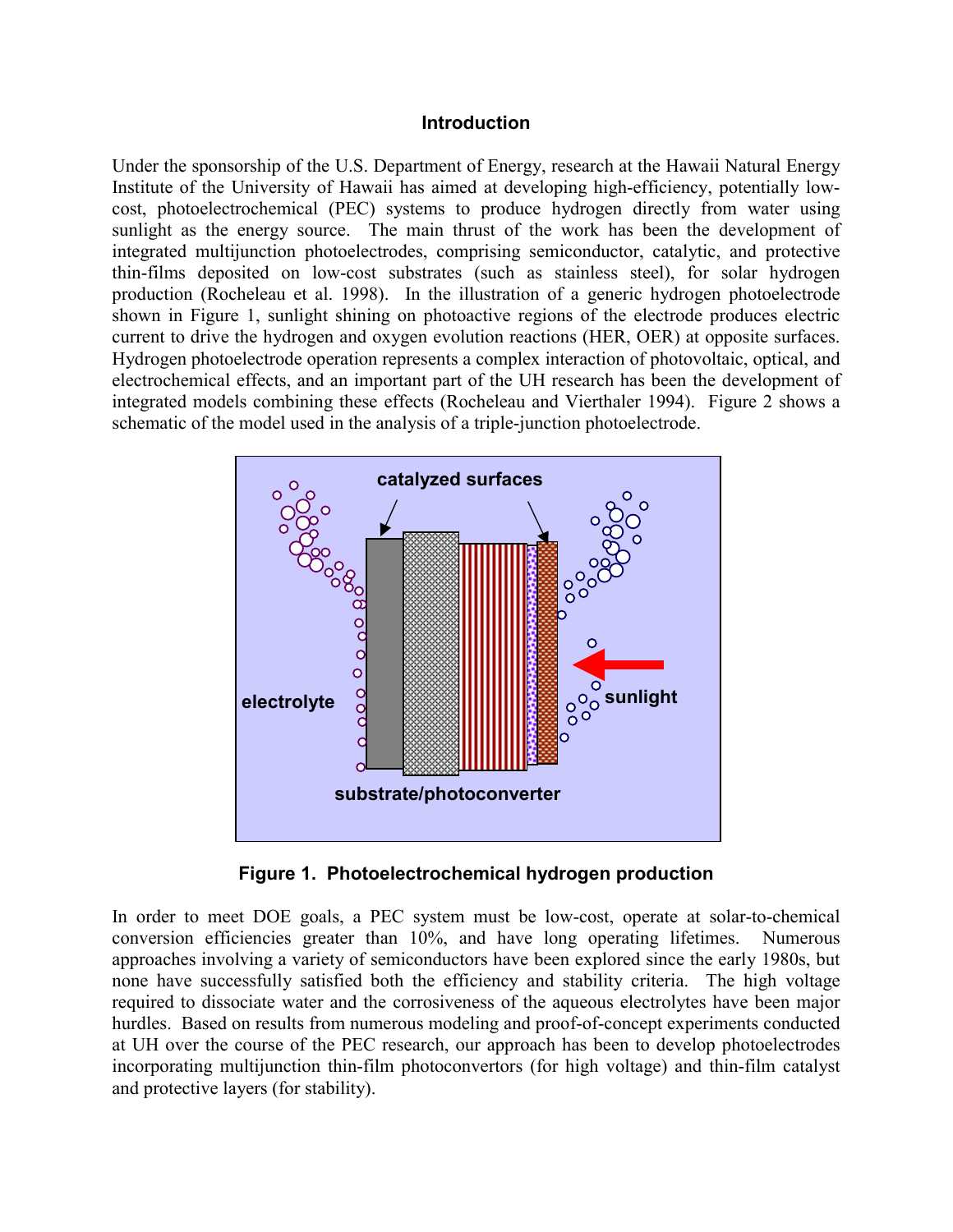## Introduction

Under the sponsorship of the U.S. Department of Energy, research at the Hawaii Natural Energy Institute of the University of Hawaii has aimed at developing high-efficiency, potentially low-cost, photoelectrochemical (PEC) systems to produce hydrogen directly from water using sunlight as the energy source. The main thrust of the work has been the development of integrated multijunction photoelectrodes, comprising semiconductor, catalytic, and protective thin-films deposited on low-cost substrates (such as stainless steel), for solar hydrogen production (Rocheleau et al. 1998). In the illustration of a generic hydrogen photoelectrode shown in Figure 1, sunlight shining on photoactive regions of the electrode produces electric current to drive the hydrogen and oxygen evolution reactions (HER, OER) at opposite surfaces. Hydrogen photoelectrode operation represents a complex interaction of photovoltaic, optical, and electrochemical effects, and an important part of the UH research has been the development of integrated models combining these effects (Rocheleau and Vierthaler 1994). Figure 2 shows a schematic of the model used in the analysis of a triple-junction photoelectrode.

**Figure 1. Photoelectrochemical hydrogen production**

In order to meet DOE goals, a PEC system must be low-cost, operate at solar-to-chemical conversion efficiencies greater than 10%, and have long operating lifetimes. Numerous approaches involving a variety of semiconductors have been explored since the early 1980s, but none have successfully satisfied both the efficiency and stability criteria. The high voltage required to dissociate water and the corrosiveness of the aqueous electrolytes have been major hurdles. Based on results from numerous modeling and proof-of-concept experiments conducted at UH over the course of the PEC research, our approach has been to develop photoelectrodes incorporating multijunction thin-film photoconvertors (for high voltage) and thin-film catalyst and protective layers (for stability).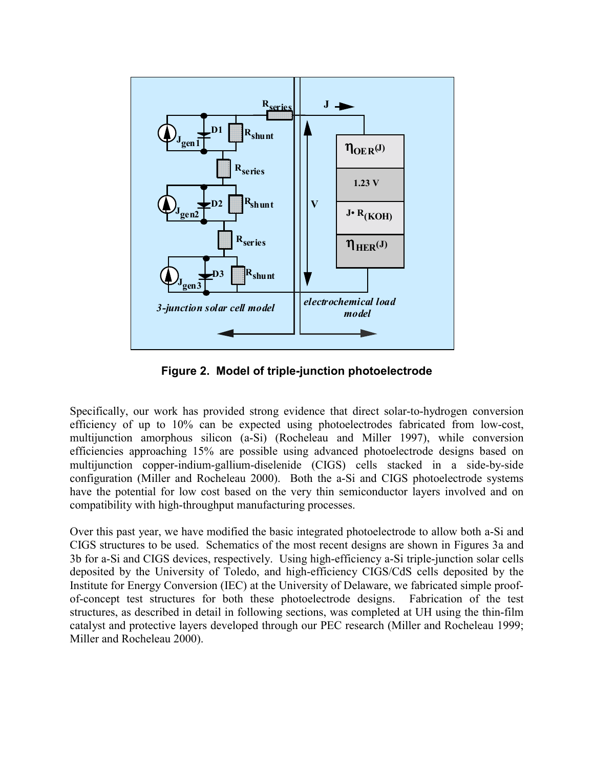**Figure 2. Model of triple-junction photoelectrode**

Specifically, our work has provided strong evidence that direct solar-to-hydrogen conversion efficiency of up to 10% can be expected using photoelectrodes fabricated from low-cost, multijunction amorphous silicon (a-Si) (Rocheleau and Miller 1997), while conversion efficiencies approaching 15% are possible using advanced photoelectrode designs based on multijunction copper-indium-gallium-diselenide (CIGS) cells stacked in a side-by-side configuration (Miller and Rocheleau 2000). Both the a-Si and CIGS photoelectrode systems have the potential for low cost based on the very thin semiconductor layers involved and on compatibility with high-throughput manufacturing processes.

Over this past year, we have modified the basic integrated photoelectrode to allow both a-Si and CIGS structures to be used. Schematics of the most recent designs are shown in Figures 3a and 3b for a-Si and CIGS devices, respectively. Using high-efficiency a-Si triple-junction solar cells deposited by the University of Toledo, and high-efficiency CIGS/CdS cells deposited by the Institute for Energy Conversion (IEC) at the University of Delaware, we fabricated simple proof-of-concept test structures for both these photoelectrode designs. Fabrication of the test structures, as described in detail in following sections, was completed at UH using the thin-film catalyst and protective layers developed through our PEC research (Miller and Rocheleau 1999; Miller and Rocheleau 2000).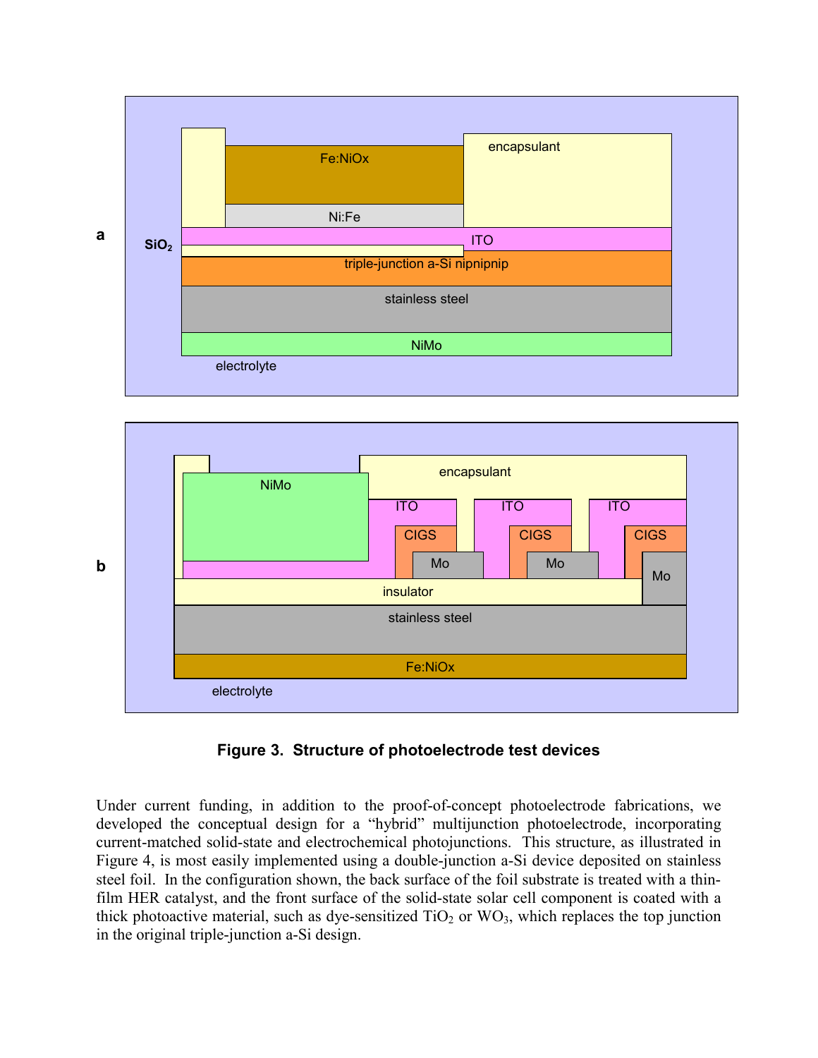**Figure 3. Structure of photoelectrode test devices**

Under current funding, in addition to the proof-of-concept photoelectrode fabrications, we developed the conceptual design for a "hybrid" multijunction photoelectrode, incorporating current-matched solid-state and electrochemical photojunctions. This structure, as illustrated in Figure 4, is most easily implemented using a double-junction a-Si device deposited on stainless steel foil. In the configuration shown, the back surface of the foil substrate is treated with a thin-film HER catalyst, and the front surface of the solid-state solar cell component is coated with a thick photoactive material, such as dye-sensitized $TiO_2$ or $WO_3$, which replaces the top junction in the original triple-junction a-Si design.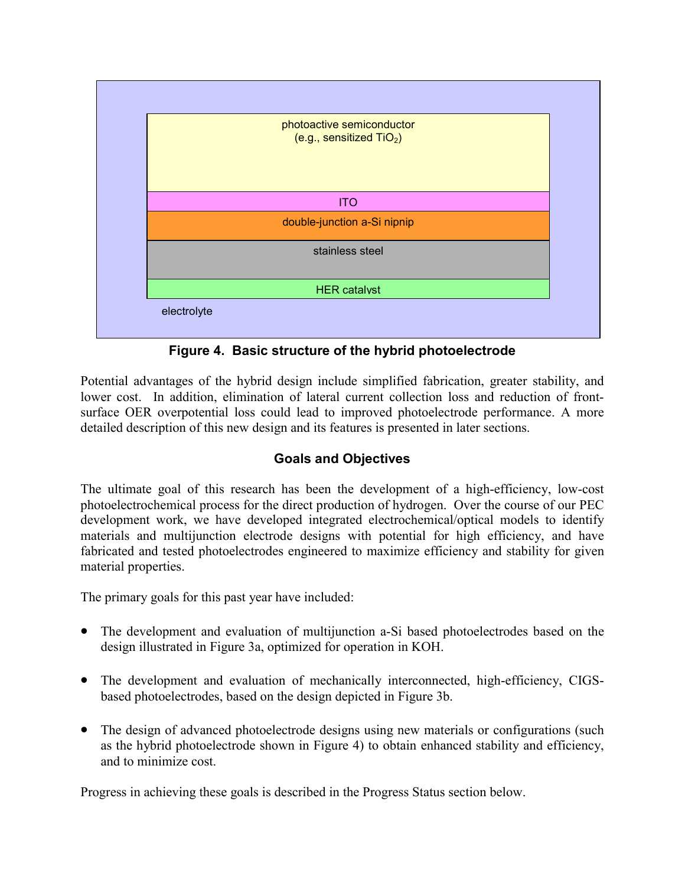photoactive semiconductor (e.g., sensitized $TiO_2$)

ITO

double-junction a-Si nipnip

stainless steel

HER catalyst

electrolyte

**Figure 4. Basic structure of the hybrid photoelectrode**

Potential advantages of the hybrid design include simplified fabrication, greater stability, and lower cost. In addition, elimination of lateral current collection loss and reduction of front-surface OER overpotential loss could lead to improved photoelectrode performance. A more detailed description of this new design and its features is presented in later sections.

## Goals and Objectives

The ultimate goal of this research has been the development of a high-efficiency, low-cost photoelectrochemical process for the direct production of hydrogen. Over the course of our PEC development work, we have developed integrated electrochemical/optical models to identify materials and multijunction electrode designs with potential for high efficiency, and have fabricated and tested photoelectrodes engineered to maximize efficiency and stability for given material properties.

The primary goals for this past year have included:

- The development and evaluation of multijunction a-Si based photoelectrodes based on the design illustrated in Figure 3a, optimized for operation in KOH.
- The development and evaluation of mechanically interconnected, high-efficiency, CIGS-based photoelectrodes, based on the design depicted in Figure 3b.
- The design of advanced photoelectrode designs using new materials or configurations (such as the hybrid photoelectrode shown in Figure 4) to obtain enhanced stability and efficiency, and to minimize cost.

Progress in achieving these goals is described in the Progress Status section below.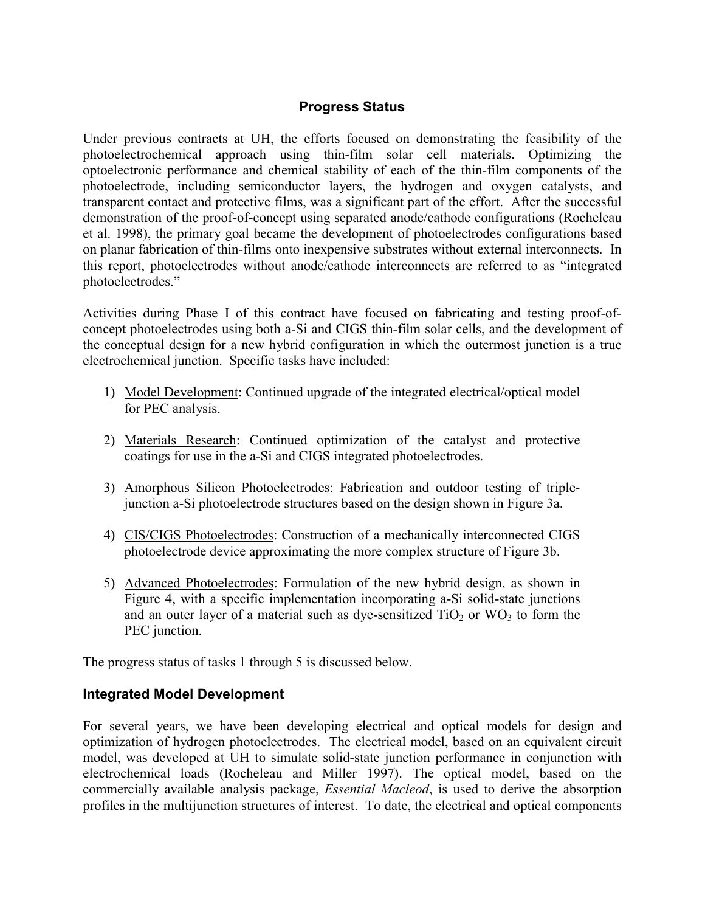## Progress Status

Under previous contracts at UH, the efforts focused on demonstrating the feasibility of the photoelectrochemical approach using thin-film solar cell materials. Optimizing the optoelectronic performance and chemical stability of each of the thin-film components of the photoelectrode, including semiconductor layers, the hydrogen and oxygen catalysts, and transparent contact and protective films, was a significant part of the effort. After the successful demonstration of the proof-of-concept using separated anode/cathode configurations (Rocheleau et al. 1998), the primary goal became the development of photoelectrodes configurations based on planar fabrication of thin-films onto inexpensive substrates without external interconnects. In this report, photoelectrodes without anode/cathode interconnects are referred to as "integrated photoelectrodes."

Activities during Phase I of this contract have focused on fabricating and testing proof-of-concept photoelectrodes using both a-Si and CIGS thin-film solar cells, and the development of the conceptual design for a new hybrid configuration in which the outermost junction is a true electrochemical junction. Specific tasks have included:

1) Model Development: Continued upgrade of the integrated electrical/optical model for PEC analysis.

2) Materials Research: Continued optimization of the catalyst and protective coatings for use in the a-Si and CIGS integrated photoelectrodes.

3) Amorphous Silicon Photoelectrodes: Fabrication and outdoor testing of triple-junction a-Si photoelectrode structures based on the design shown in Figure 3a.

4) CIS/CIGS Photoelectrodes: Construction of a mechanically interconnected CIGS photoelectrode device approximating the more complex structure of Figure 3b.

5) Advanced Photoelectrodes: Formulation of the new hybrid design, as shown in Figure 4, with a specific implementation incorporating a-Si solid-state junctions and an outer layer of a material such as dye-sensitized $TiO_2$ or $WO_3$ to form the PEC junction.

The progress status of tasks 1 through 5 is discussed below.

### Integrated Model Development

For several years, we have been developing electrical and optical models for design and optimization of hydrogen photoelectrodes. The electrical model, based on an equivalent circuit model, was developed at UH to simulate solid-state junction performance in conjunction with electrochemical loads (Rocheleau and Miller 1997). The optical model, based on the commercially available analysis package, *Essential Macleod*, is used to derive the absorption profiles in the multijunction structures of interest. To date, the electrical and optical components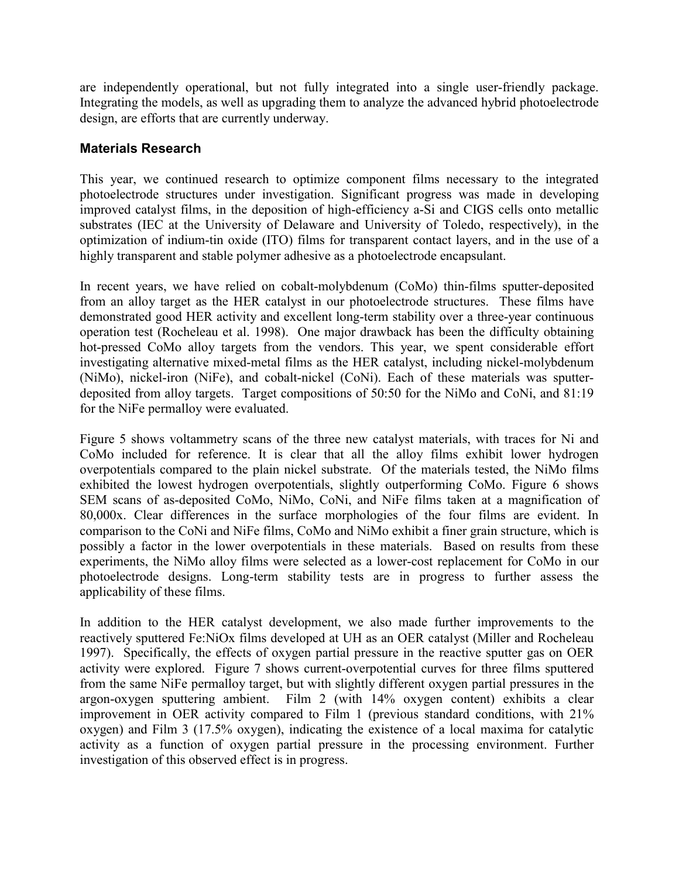are independently operational, but not fully integrated into a single user-friendly package. Integrating the models, as well as upgrading them to analyze the advanced hybrid photoelectrode design, are efforts that are currently underway.

### Materials Research

This year, we continued research to optimize component films necessary to the integrated photoelectrode structures under investigation. Significant progress was made in developing improved catalyst films, in the deposition of high-efficiency a-Si and CIGS cells onto metallic substrates (IEC at the University of Delaware and University of Toledo, respectively), in the optimization of indium-tin oxide (ITO) films for transparent contact layers, and in the use of a highly transparent and stable polymer adhesive as a photoelectrode encapsulant.

In recent years, we have relied on cobalt-molybdenum (CoMo) thin-films sputter-deposited from an alloy target as the HER catalyst in our photoelectrode structures. These films have demonstrated good HER activity and excellent long-term stability over a three-year continuous operation test (Rocheleau et al. 1998). One major drawback has been the difficulty obtaining hot-pressed CoMo alloy targets from the vendors. This year, we spent considerable effort investigating alternative mixed-metal films as the HER catalyst, including nickel-molybdenum (NiMo), nickel-iron (NiFe), and cobalt-nickel (CoNi). Each of these materials was sputter-deposited from alloy targets. Target compositions of 50:50 for the NiMo and CoNi, and 81:19 for the NiFe permalloy were evaluated.

Figure 5 shows voltammetry scans of the three new catalyst materials, with traces for Ni and CoMo included for reference. It is clear that all the alloy films exhibit lower hydrogen overpotentials compared to the plain nickel substrate. Of the materials tested, the NiMo films exhibited the lowest hydrogen overpotentials, slightly outperforming CoMo. Figure 6 shows SEM scans of as-deposited CoMo, NiMo, CoNi, and NiFe films taken at a magnification of 80,000x. Clear differences in the surface morphologies of the four films are evident. In comparison to the CoNi and NiFe films, CoMo and NiMo exhibit a finer grain structure, which is possibly a factor in the lower overpotentials in these materials. Based on results from these experiments, the NiMo alloy films were selected as a lower-cost replacement for CoMo in our photoelectrode designs. Long-term stability tests are in progress to further assess the applicability of these films.

In addition to the HER catalyst development, we also made further improvements to the reactively sputtered Fe:NiOx films developed at UH as an OER catalyst (Miller and Rocheleau 1997). Specifically, the effects of oxygen partial pressure in the reactive sputter gas on OER activity were explored. Figure 7 shows current-overpotential curves for three films sputtered from the same NiFe permalloy target, but with slightly different oxygen partial pressures in the argon-oxygen sputtering ambient. Film 2 (with 14% oxygen content) exhibits a clear improvement in OER activity compared to Film 1 (previous standard conditions, with 21% oxygen) and Film 3 (17.5% oxygen), indicating the existence of a local maxima for catalytic activity as a function of oxygen partial pressure in the processing environment. Further investigation of this observed effect is in progress.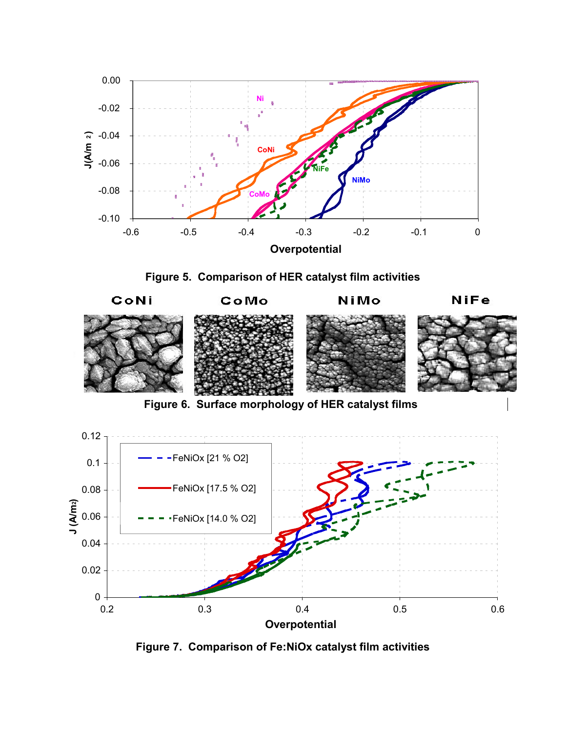**Figure 5. Comparison of HER catalyst film activities**

**Figure 6. Surface morphology of HER catalyst films**

**Figure 7. Comparison of Fe:NiOx catalyst film activities**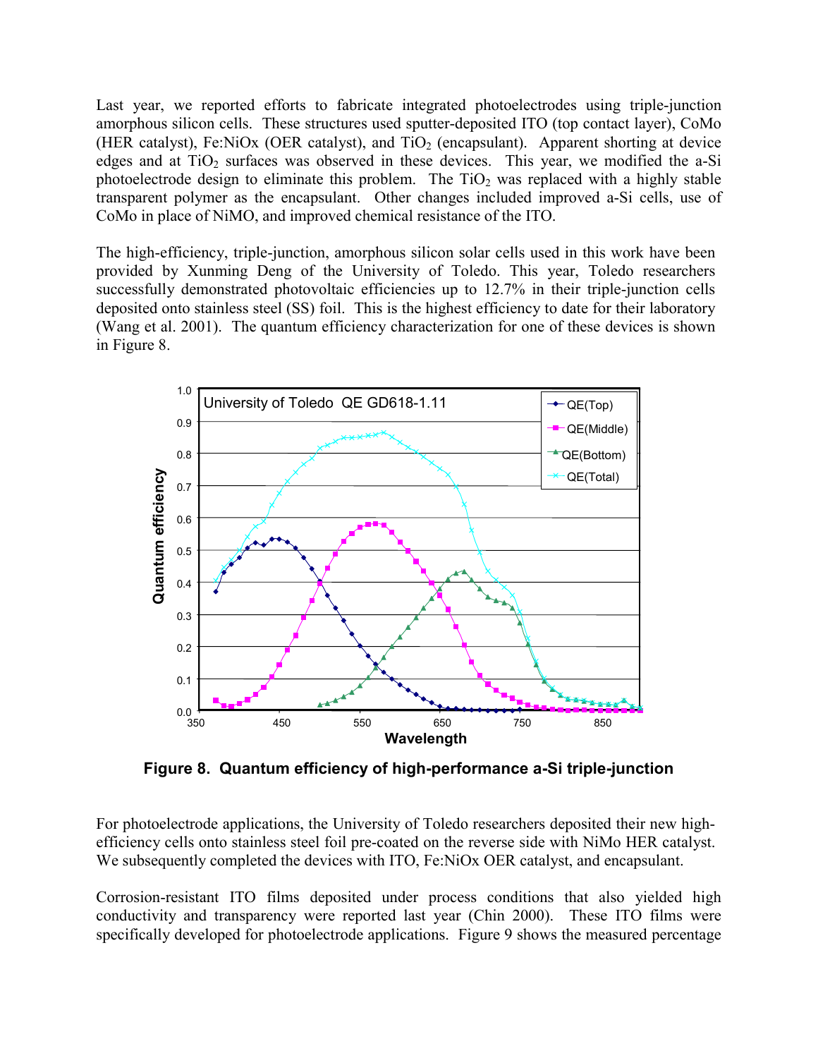Last year, we reported efforts to fabricate integrated photoelectrodes using triple-junction amorphous silicon cells. These structures used sputter-deposited ITO (top contact layer), CoMo (HER catalyst), Fe:NiOx (OER catalyst), and $TiO_2$ (encapsulant). Apparent shorting at device edges and at $TiO_2$ surfaces was observed in these devices. This year, we modified the a-Si photoelectrode design to eliminate this problem. The $TiO_2$ was replaced with a highly stable transparent polymer as the encapsulant. Other changes included improved a-Si cells, use of CoMo in place of NiMO, and improved chemical resistance of the ITO.

The high-efficiency, triple-junction, amorphous silicon solar cells used in this work have been provided by Xunming Deng of the University of Toledo. This year, Toledo researchers successfully demonstrated photovoltaic efficiencies up to 12.7% in their triple-junction cells deposited onto stainless steel (SS) foil. This is the highest efficiency to date for their laboratory (Wang et al. 2001). The quantum efficiency characterization for one of these devices is shown in Figure 8.

**Figure 8. Quantum efficiency of high-performance a-Si triple-junction**

For photoelectrode applications, the University of Toledo researchers deposited their new high-efficiency cells onto stainless steel foil pre-coated on the reverse side with NiMo HER catalyst. We subsequently completed the devices with ITO, Fe:NiOx OER catalyst, and encapsulant.

Corrosion-resistant ITO films deposited under process conditions that also yielded high conductivity and transparency were reported last year (Chin 2000). These ITO films were specifically developed for photoelectrode applications. Figure 9 shows the measured percentage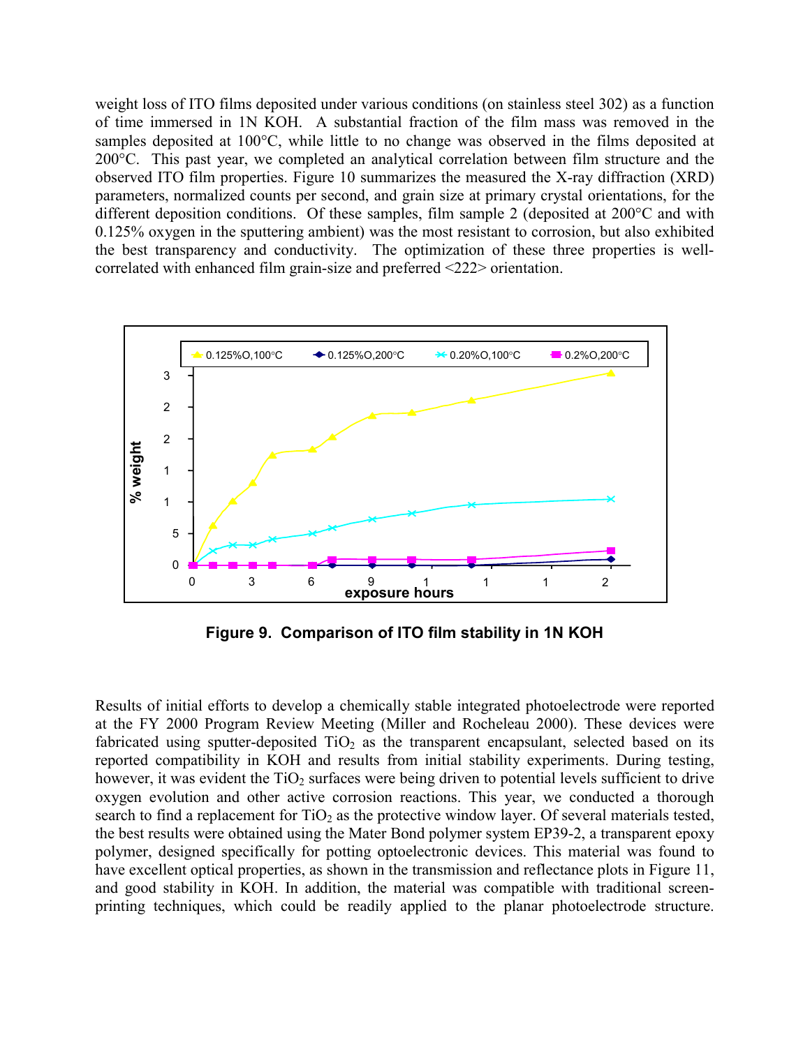weight loss of ITO films deposited under various conditions (on stainless steel 302) as a function of time immersed in 1N KOH. A substantial fraction of the film mass was removed in the samples deposited at 100°C, while little to no change was observed in the films deposited at 200°C. This past year, we completed an analytical correlation between film structure and the observed ITO film properties. Figure 10 summarizes the measured the X-ray diffraction (XRD) parameters, normalized counts per second, and grain size at primary crystal orientations, for the different deposition conditions. Of these samples, film sample 2 (deposited at 200°C and with 0.125% oxygen in the sputtering ambient) was the most resistant to corrosion, but also exhibited the best transparency and conductivity. The optimization of these three properties is well-correlated with enhanced film grain-size and preferred <222> orientation.

**Figure 9. Comparison of ITO film stability in 1N KOH**

Results of initial efforts to develop a chemically stable integrated photoelectrode were reported at the FY 2000 Program Review Meeting (Miller and Rocheleau 2000). These devices were fabricated using sputter-deposited $TiO_2$ as the transparent encapsulant, selected based on its reported compatibility in KOH and results from initial stability experiments. During testing, however, it was evident the $TiO_2$ surfaces were being driven to potential levels sufficient to drive oxygen evolution and other active corrosion reactions. This year, we conducted a thorough search to find a replacement for $TiO_2$ as the protective window layer. Of several materials tested, the best results were obtained using the Mater Bond polymer system EP39-2, a transparent epoxy polymer, designed specifically for potting optoelectronic devices. This material was found to have excellent optical properties, as shown in the transmission and reflectance plots in Figure 11, and good stability in KOH. In addition, the material was compatible with traditional screen-printing techniques, which could be readily applied to the planar photoelectrode structure.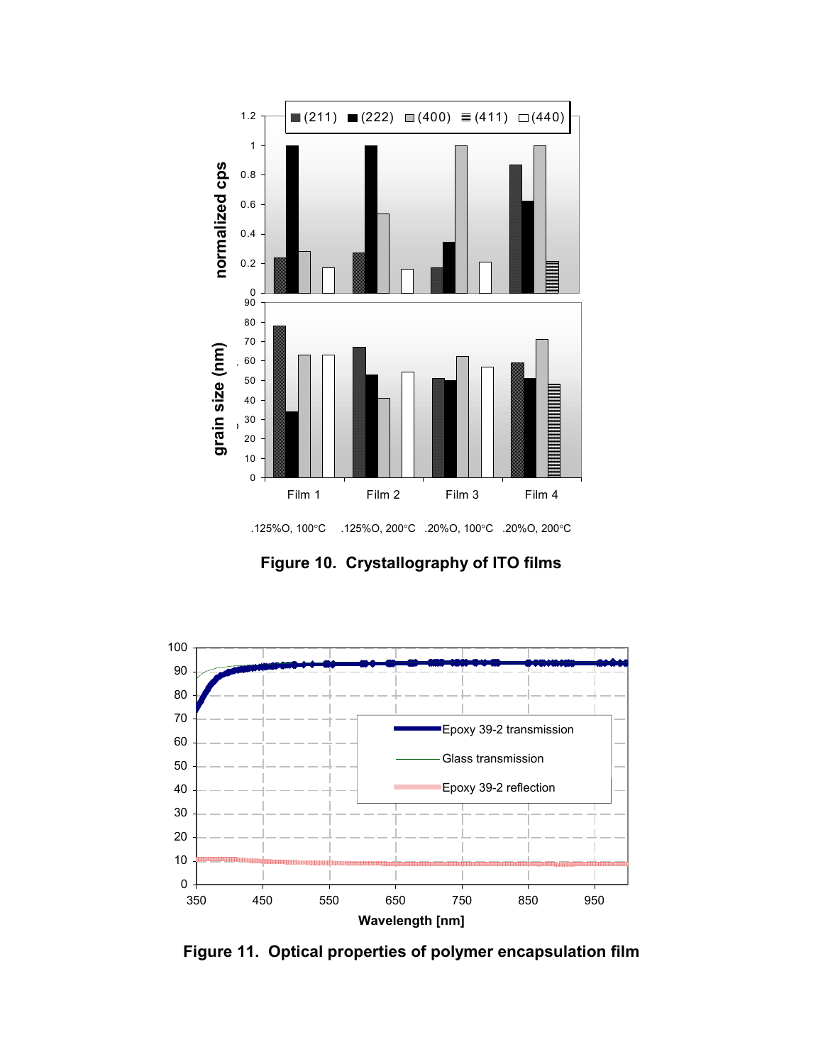**Figure 10. Crystallography of ITO films**

**Figure 11. Optical properties of polymer encapsulation film**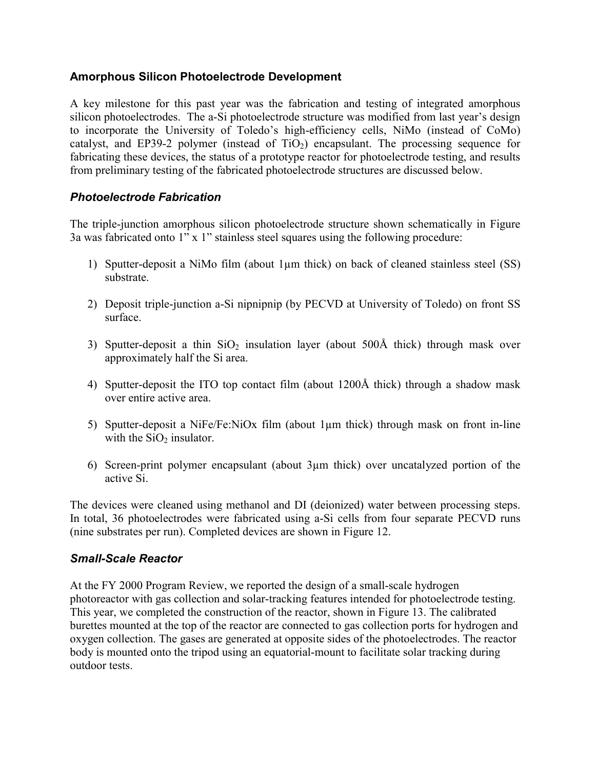## Amorphous Silicon Photoelectrode Development

A key milestone for this past year was the fabrication and testing of integrated amorphous silicon photoelectrodes. The a-Si photoelectrode structure was modified from last year's design to incorporate the University of Toledo's high-efficiency cells, NiMo (instead of CoMo) catalyst, and EP39-2 polymer (instead of $TiO_2$) encapsulant. The processing sequence for fabricating these devices, the status of a prototype reactor for photoelectrode testing, and results from preliminary testing of the fabricated photoelectrode structures are discussed below.

### *Photoelectrode Fabrication*

The triple-junction amorphous silicon photoelectrode structure shown schematically in Figure 3a was fabricated onto 1" x 1" stainless steel squares using the following procedure:

1) Sputter-deposit a NiMo film (about 1µm thick) on back of cleaned stainless steel (SS) substrate.

2) Deposit triple-junction a-Si nipnipnip (by PECVD at University of Toledo) on front SS surface.

3) Sputter-deposit a thin $SiO_2$ insulation layer (about 500Å thick) through mask over approximately half the Si area.

4) Sputter-deposit the ITO top contact film (about 1200Å thick) through a shadow mask over entire active area.

5) Sputter-deposit a NiFe/Fe:NiOx film (about 1µm thick) through mask on front in-line with the $SiO_2$ insulator.

6) Screen-print polymer encapsulant (about 3µm thick) over uncatalyzed portion of the active Si.

The devices were cleaned using methanol and DI (deionized) water between processing steps. In total, 36 photoelectrodes were fabricated using a-Si cells from four separate PECVD runs (nine substrates per run). Completed devices are shown in Figure 12.

### *Small-Scale Reactor*

At the FY 2000 Program Review, we reported the design of a small-scale hydrogen photoreactor with gas collection and solar-tracking features intended for photoelectrode testing. This year, we completed the construction of the reactor, shown in Figure 13. The calibrated burettes mounted at the top of the reactor are connected to gas collection ports for hydrogen and oxygen collection. The gases are generated at opposite sides of the photoelectrodes. The reactor body is mounted onto the tripod using an equatorial-mount to facilitate solar tracking during outdoor tests.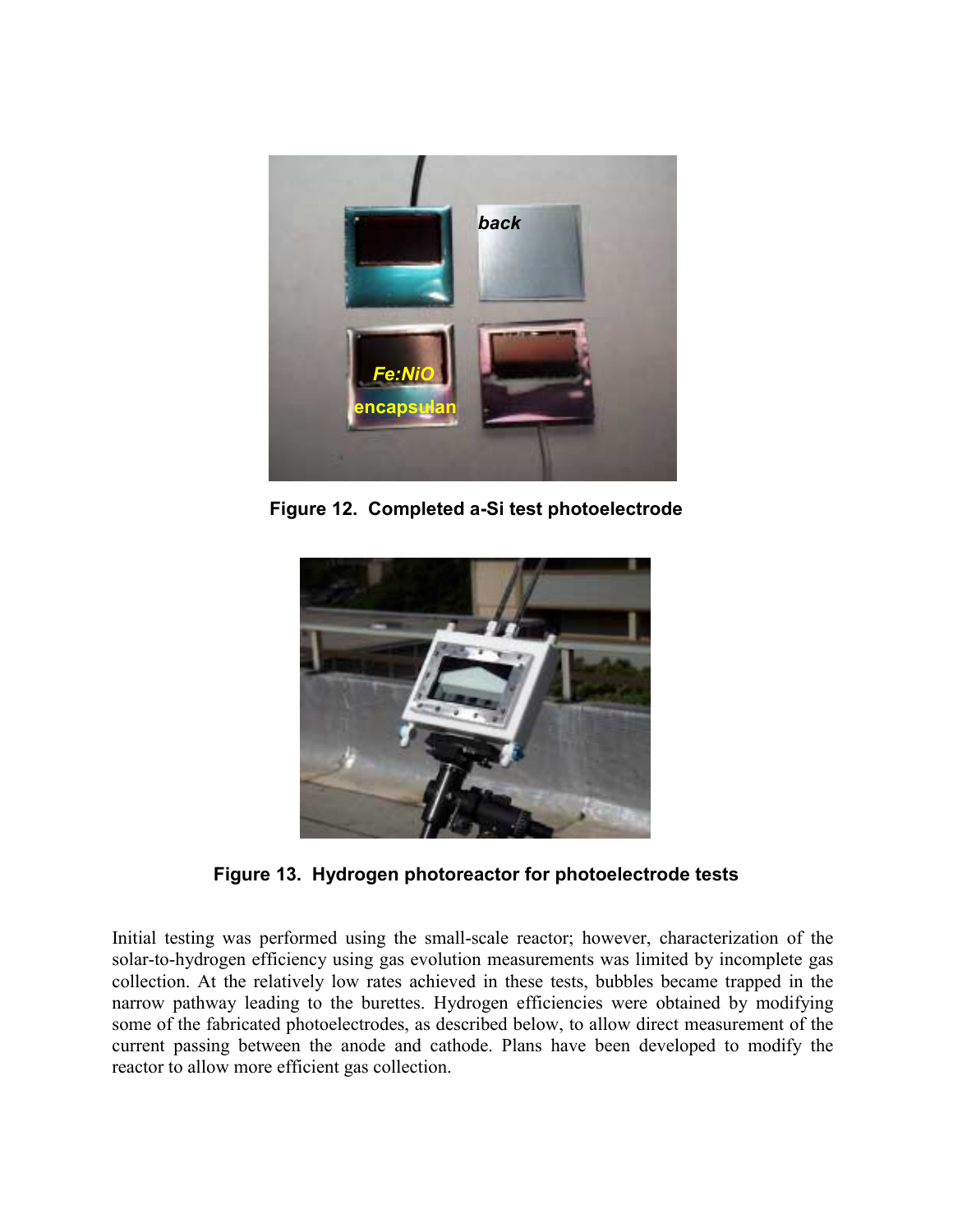Figure 12. Completed a-Si test photoelectrode

Figure 13. Hydrogen photoreactor for photoelectrode tests

Initial testing was performed using the small-scale reactor; however, characterization of the solar-to-hydrogen efficiency using gas evolution measurements was limited by incomplete gas collection. At the relatively low rates achieved in these tests, bubbles became trapped in the narrow pathway leading to the burettes. Hydrogen efficiencies were obtained by modifying some of the fabricated photoelectrodes, as described below, to allow direct measurement of the current passing between the anode and cathode. Plans have been developed to modify the reactor to allow more efficient gas collection.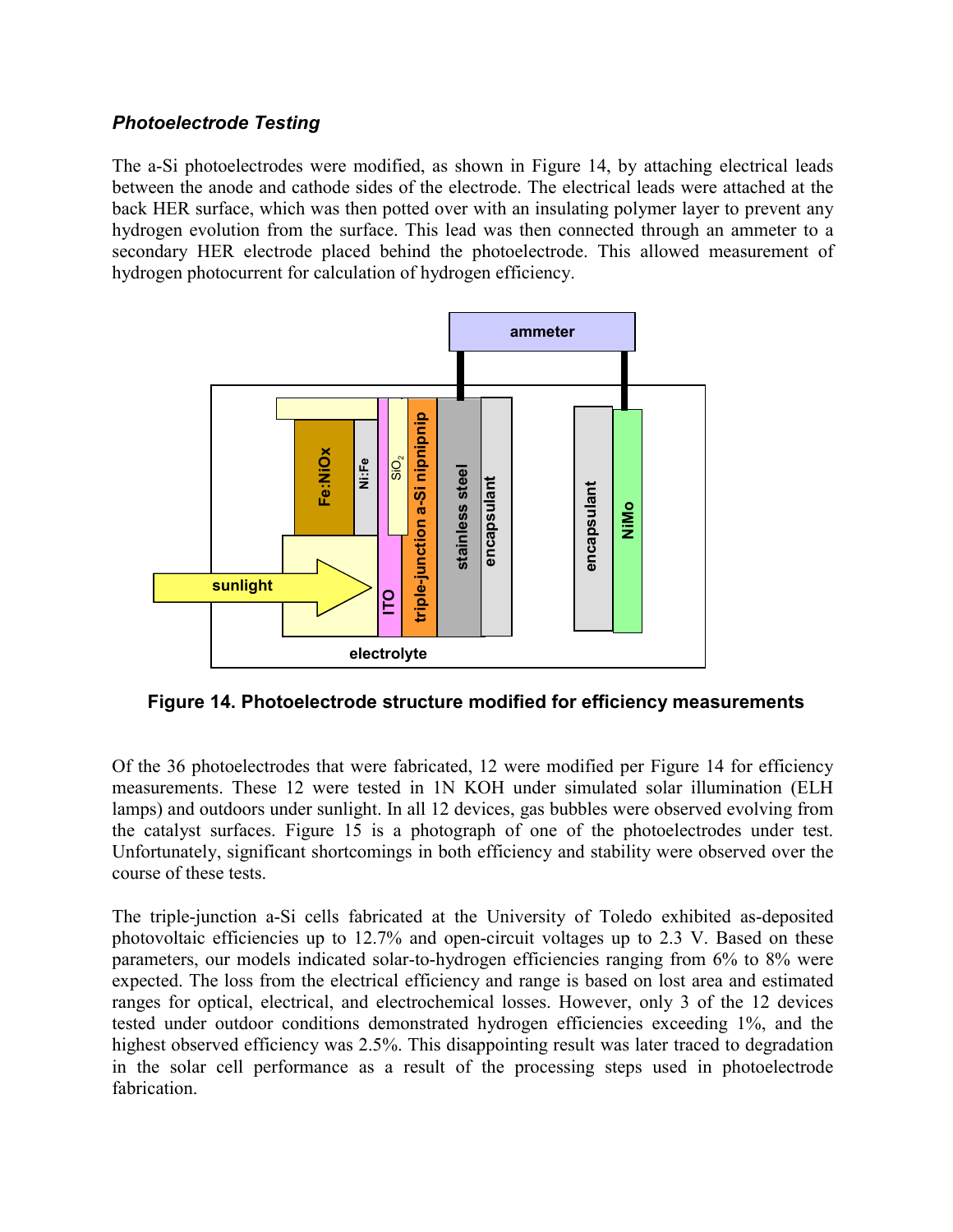### *Photoelectrode Testing*

The a-Si photoelectrodes were modified, as shown in Figure 14, by attaching electrical leads between the anode and cathode sides of the electrode. The electrical leads were attached at the back HER surface, which was then potted over with an insulating polymer layer to prevent any hydrogen evolution from the surface. This lead was then connected through an ammeter to a secondary HER electrode placed behind the photoelectrode. This allowed measurement of hydrogen photocurrent for calculation of hydrogen efficiency.

**Figure 14. Photoelectrode structure modified for efficiency measurements**

Of the 36 photoelectrodes that were fabricated, 12 were modified per Figure 14 for efficiency measurements. These 12 were tested in 1N KOH under simulated solar illumination (ELH lamps) and outdoors under sunlight. In all 12 devices, gas bubbles were observed evolving from the catalyst surfaces. Figure 15 is a photograph of one of the photoelectrodes under test. Unfortunately, significant shortcomings in both efficiency and stability were observed over the course of these tests.

The triple-junction a-Si cells fabricated at the University of Toledo exhibited as-deposited photovoltaic efficiencies up to 12.7% and open-circuit voltages up to 2.3 V. Based on these parameters, our models indicated solar-to-hydrogen efficiencies ranging from 6% to 8% were expected. The loss from the electrical efficiency and range is based on lost area and estimated ranges for optical, electrical, and electrochemical losses. However, only 3 of the 12 devices tested under outdoor conditions demonstrated hydrogen efficiencies exceeding 1%, and the highest observed efficiency was 2.5%. This disappointing result was later traced to degradation in the solar cell performance as a result of the processing steps used in photoelectrode fabrication.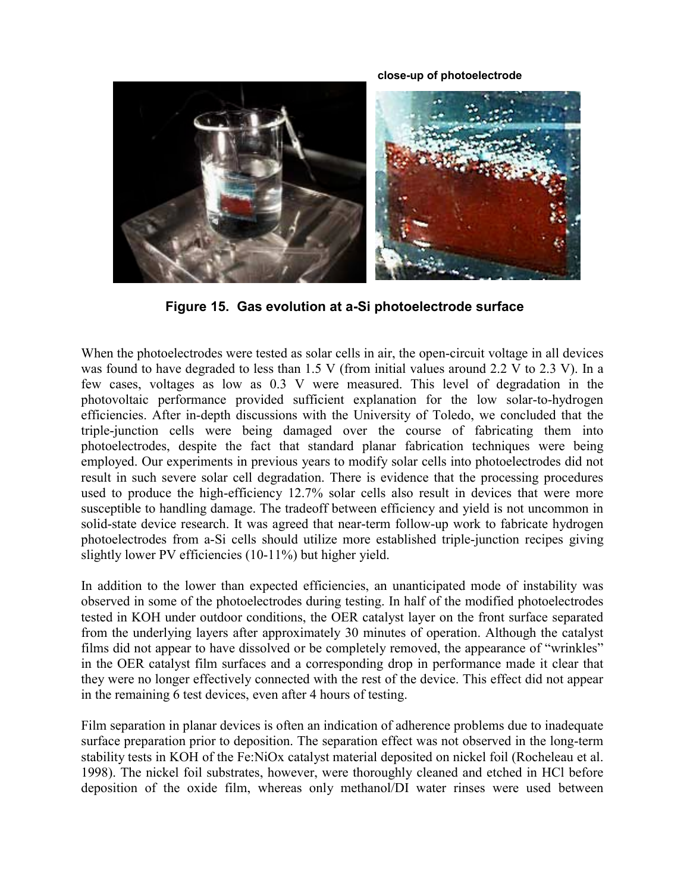close-up of photoelectrode

**Figure 15. Gas evolution at a-Si photoelectrode surface**

When the photoelectrodes were tested as solar cells in air, the open-circuit voltage in all devices was found to have degraded to less than 1.5 V (from initial values around 2.2 V to 2.3 V). In a few cases, voltages as low as 0.3 V were measured. This level of degradation in the photovoltaic performance provided sufficient explanation for the low solar-to-hydrogen efficiencies. After in-depth discussions with the University of Toledo, we concluded that the triple-junction cells were being damaged over the course of fabricating them into photoelectrodes, despite the fact that standard planar fabrication techniques were being employed. Our experiments in previous years to modify solar cells into photoelectrodes did not result in such severe solar cell degradation. There is evidence that the processing procedures used to produce the high-efficiency 12.7% solar cells also result in devices that were more susceptible to handling damage. The tradeoff between efficiency and yield is not uncommon in solid-state device research. It was agreed that near-term follow-up work to fabricate hydrogen photoelectrodes from a-Si cells should utilize more established triple-junction recipes giving slightly lower PV efficiencies (10-11%) but higher yield.

In addition to the lower than expected efficiencies, an unanticipated mode of instability was observed in some of the photoelectrodes during testing. In half of the modified photoelectrodes tested in KOH under outdoor conditions, the OER catalyst layer on the front surface separated from the underlying layers after approximately 30 minutes of operation. Although the catalyst films did not appear to have dissolved or be completely removed, the appearance of "wrinkles" in the OER catalyst film surfaces and a corresponding drop in performance made it clear that they were no longer effectively connected with the rest of the device. This effect did not appear in the remaining 6 test devices, even after 4 hours of testing.

Film separation in planar devices is often an indication of adherence problems due to inadequate surface preparation prior to deposition. The separation effect was not observed in the long-term stability tests in KOH of the Fe:NiOx catalyst material deposited on nickel foil (Rocheleau et al. 1998). The nickel foil substrates, however, were thoroughly cleaned and etched in HCl before deposition of the oxide film, whereas only methanol/DI water rinses were used between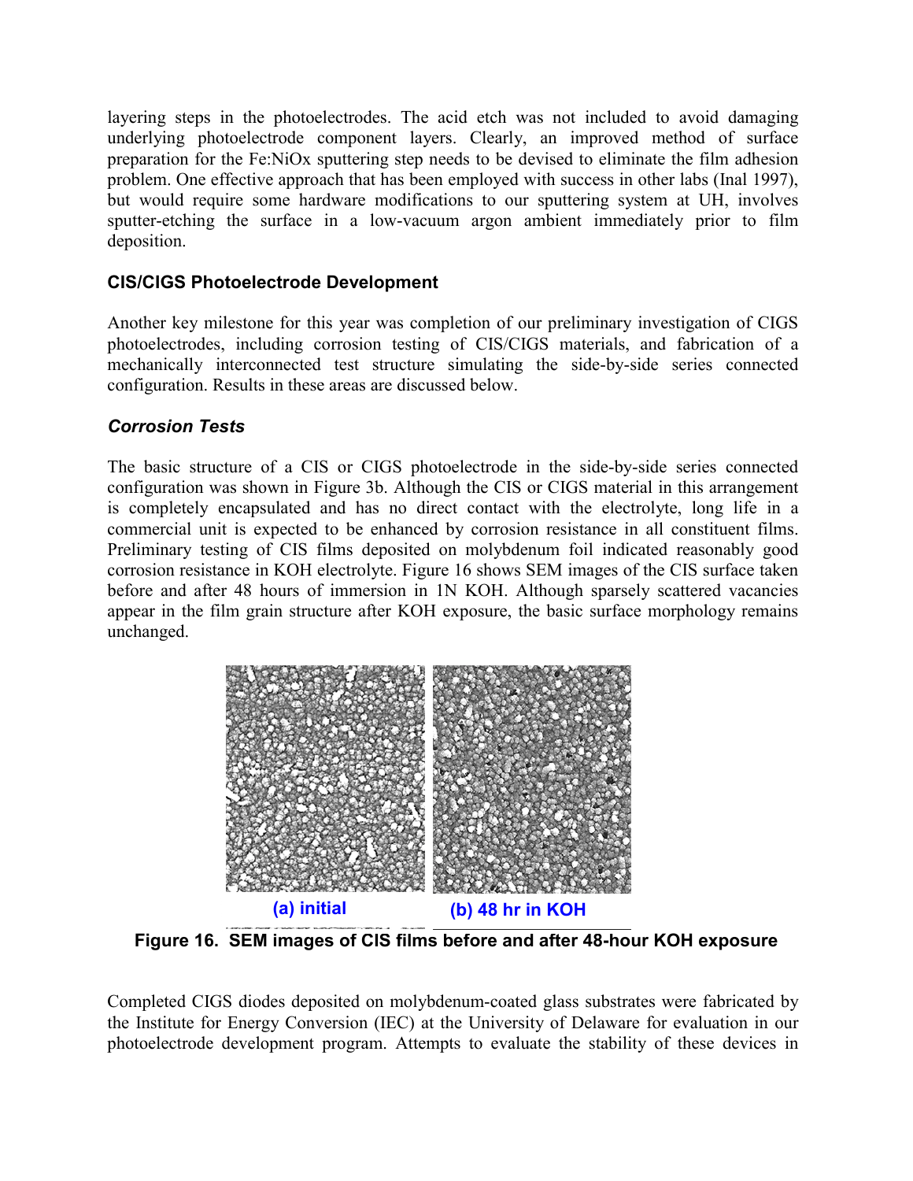layering steps in the photoelectrodes. The acid etch was not included to avoid damaging underlying photoelectrode component layers. Clearly, an improved method of surface preparation for the Fe:NiOx sputtering step needs to be devised to eliminate the film adhesion problem. One effective approach that has been employed with success in other labs (Inal 1997), but would require some hardware modifications to our sputtering system at UH, involves sputter-etching the surface in a low-vacuum argon ambient immediately prior to film deposition.

### CIS/CIGS Photoelectrode Development

Another key milestone for this year was completion of our preliminary investigation of CIGS photoelectrodes, including corrosion testing of CIS/CIGS materials, and fabrication of a mechanically interconnected test structure simulating the side-by-side series connected configuration. Results in these areas are discussed below.

#### *Corrosion Tests*

The basic structure of a CIS or CIGS photoelectrode in the side-by-side series connected configuration was shown in Figure 3b. Although the CIS or CIGS material in this arrangement is completely encapsulated and has no direct contact with the electrolyte, long life in a commercial unit is expected to be enhanced by corrosion resistance in all constituent films. Preliminary testing of CIS films deposited on molybdenum foil indicated reasonably good corrosion resistance in KOH electrolyte. Figure 16 shows SEM images of the CIS surface taken before and after 48 hours of immersion in 1N KOH. Although sparsely scattered vacancies appear in the film grain structure after KOH exposure, the basic surface morphology remains unchanged.

(a) initial (b) 48 hr in KOH

**Figure 16. SEM images of CIS films before and after 48-hour KOH exposure**

Completed CIGS diodes deposited on molybdenum-coated glass substrates were fabricated by the Institute for Energy Conversion (IEC) at the University of Delaware for evaluation in our photoelectrode development program. Attempts to evaluate the stability of these devices in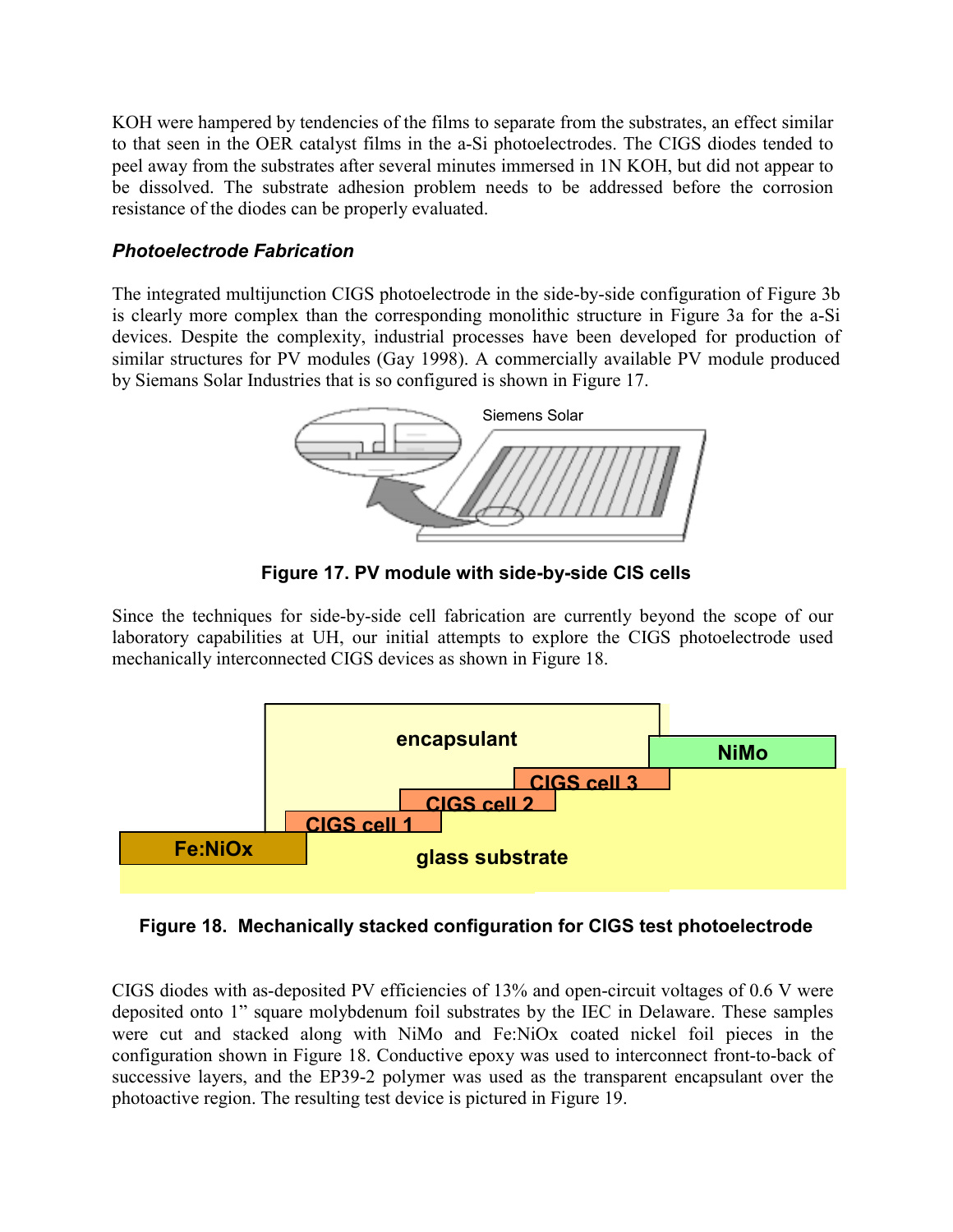KOH were hampered by tendencies of the films to separate from the substrates, an effect similar to that seen in the OER catalyst films in the a-Si photoelectrodes. The CIGS diodes tended to peel away from the substrates after several minutes immersed in 1N KOH, but did not appear to be dissolved. The substrate adhesion problem needs to be addressed before the corrosion resistance of the diodes can be properly evaluated.

### *Photoelectrode Fabrication*

The integrated multijunction CIGS photoelectrode in the side-by-side configuration of Figure 3b is clearly more complex than the corresponding monolithic structure in Figure 3a for the a-Si devices. Despite the complexity, industrial processes have been developed for production of similar structures for PV modules (Gay 1998). A commercially available PV module produced by Siemans Solar Industries that is so configured is shown in Figure 17.

**Figure 17. PV module with side-by-side CIS cells**

Since the techniques for side-by-side cell fabrication are currently beyond the scope of our laboratory capabilities at UH, our initial attempts to explore the CIGS photoelectrode used mechanically interconnected CIGS devices as shown in Figure 18.

**Figure 18. Mechanically stacked configuration for CIGS test photoelectrode**

CIGS diodes with as-deposited PV efficiencies of 13% and open-circuit voltages of 0.6 V were deposited onto 1" square molybdenum foil substrates by the IEC in Delaware. These samples were cut and stacked along with NiMo and Fe:NiOx coated nickel foil pieces in the configuration shown in Figure 18. Conductive epoxy was used to interconnect front-to-back of successive layers, and the EP39-2 polymer was used as the transparent encapsulant over the photoactive region. The resulting test device is pictured in Figure 19.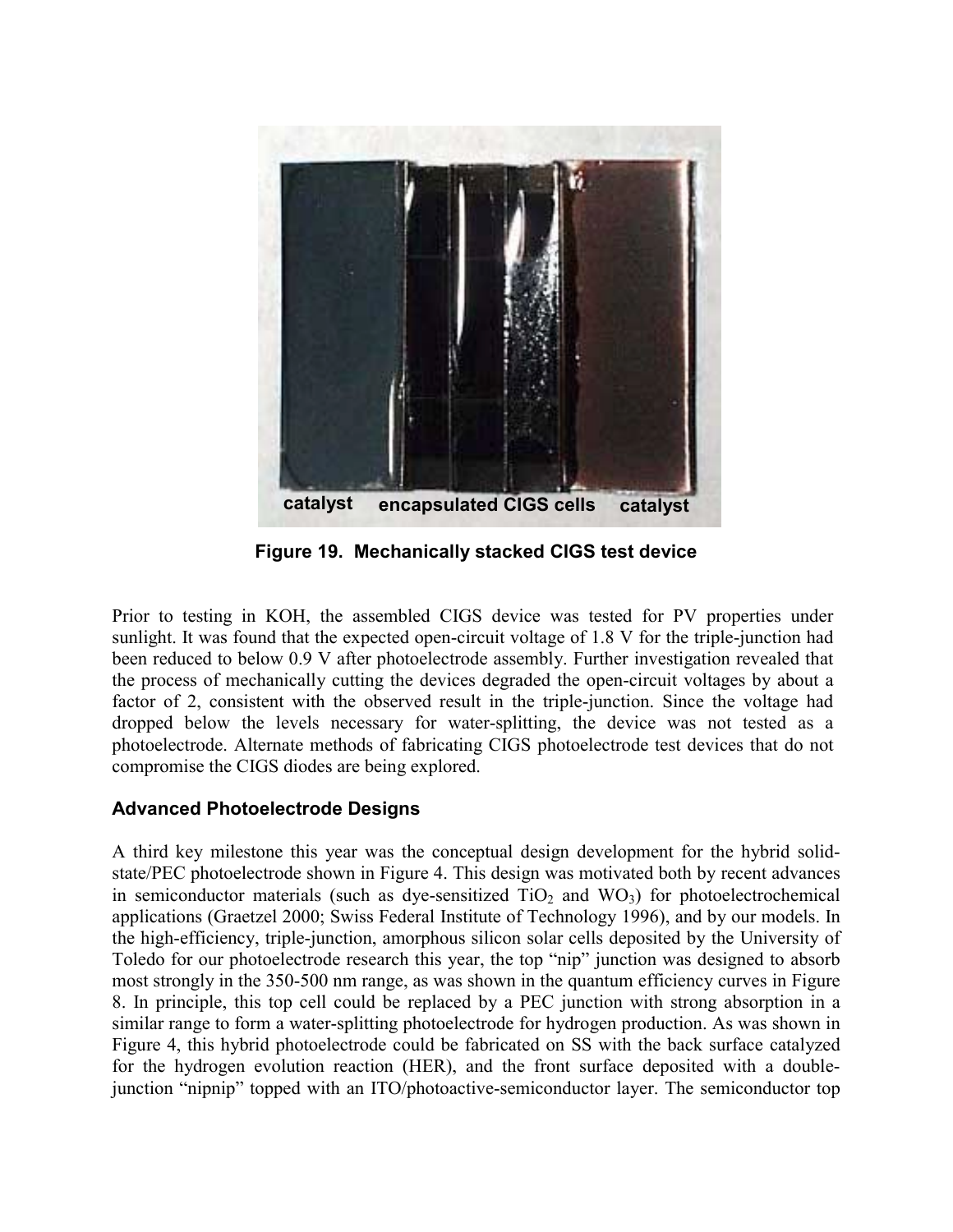catalyst encapsulated CIGS cells catalyst

**Figure 19. Mechanically stacked CIGS test device**

Prior to testing in KOH, the assembled CIGS device was tested for PV properties under sunlight. It was found that the expected open-circuit voltage of 1.8 V for the triple-junction had been reduced to below 0.9 V after photoelectrode assembly. Further investigation revealed that the process of mechanically cutting the devices degraded the open-circuit voltages by about a factor of 2, consistent with the observed result in the triple-junction. Since the voltage had dropped below the levels necessary for water-splitting, the device was not tested as a photoelectrode. Alternate methods of fabricating CIGS photoelectrode test devices that do not compromise the CIGS diodes are being explored.

### Advanced Photoelectrode Designs

A third key milestone this year was the conceptual design development for the hybrid solid-state/PEC photoelectrode shown in Figure 4. This design was motivated both by recent advances in semiconductor materials (such as dye-sensitized $TiO_2$ and $WO_3$) for photoelectrochemical applications (Graetzel 2000; Swiss Federal Institute of Technology 1996), and by our models. In the high-efficiency, triple-junction, amorphous silicon solar cells deposited by the University of Toledo for our photoelectrode research this year, the top "nip" junction was designed to absorb most strongly in the 350-500 nm range, as was shown in the quantum efficiency curves in Figure 8. In principle, this top cell could be replaced by a PEC junction with strong absorption in a similar range to form a water-splitting photoelectrode for hydrogen production. As was shown in Figure 4, this hybrid photoelectrode could be fabricated on SS with the back surface catalyzed for the hydrogen evolution reaction (HER), and the front surface deposited with a double-junction "nipnip" topped with an ITO/photoactive-semiconductor layer. The semiconductor top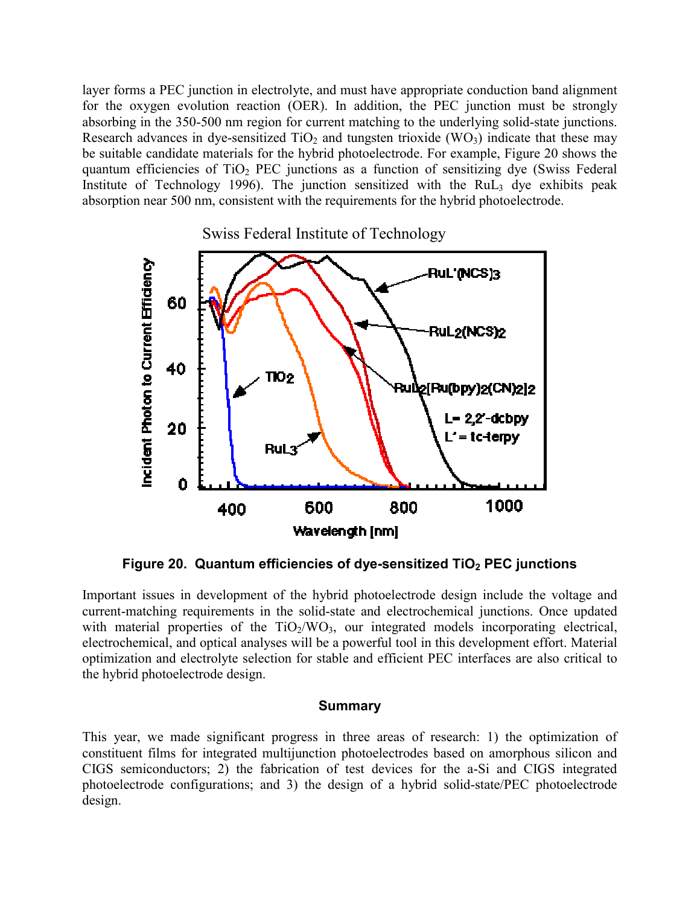layer forms a PEC junction in electrolyte, and must have appropriate conduction band alignment for the oxygen evolution reaction (OER). In addition, the PEC junction must be strongly absorbing in the 350-500 nm region for current matching to the underlying solid-state junctions. Research advances in dye-sensitized $TiO_2$ and tungsten trioxide ($WO_3$) indicate that these may be suitable candidate materials for the hybrid photoelectrode. For example, Figure 20 shows the quantum efficiencies of $TiO_2$ PEC junctions as a function of sensitizing dye (Swiss Federal Institute of Technology 1996). The junction sensitized with the $RuL_3$ dye exhibits peak absorption near 500 nm, consistent with the requirements for the hybrid photoelectrode.

**Figure 20. Quantum efficiencies of dye-sensitized $TiO_2$ PEC junctions**

Important issues in development of the hybrid photoelectrode design include the voltage and current-matching requirements in the solid-state and electrochemical junctions. Once updated with material properties of the $TiO_2$/$WO_3$, our integrated models incorporating electrical, electrochemical, and optical analyses will be a powerful tool in this development effort. Material optimization and electrolyte selection for stable and efficient PEC interfaces are also critical to the hybrid photoelectrode design.

## Summary

This year, we made significant progress in three areas of research: 1) the optimization of constituent films for integrated multijunction photoelectrodes based on amorphous silicon and CIGS semiconductors; 2) the fabrication of test devices for the a-Si and CIGS integrated photoelectrode configurations; and 3) the design of a hybrid solid-state/PEC photoelectrode design.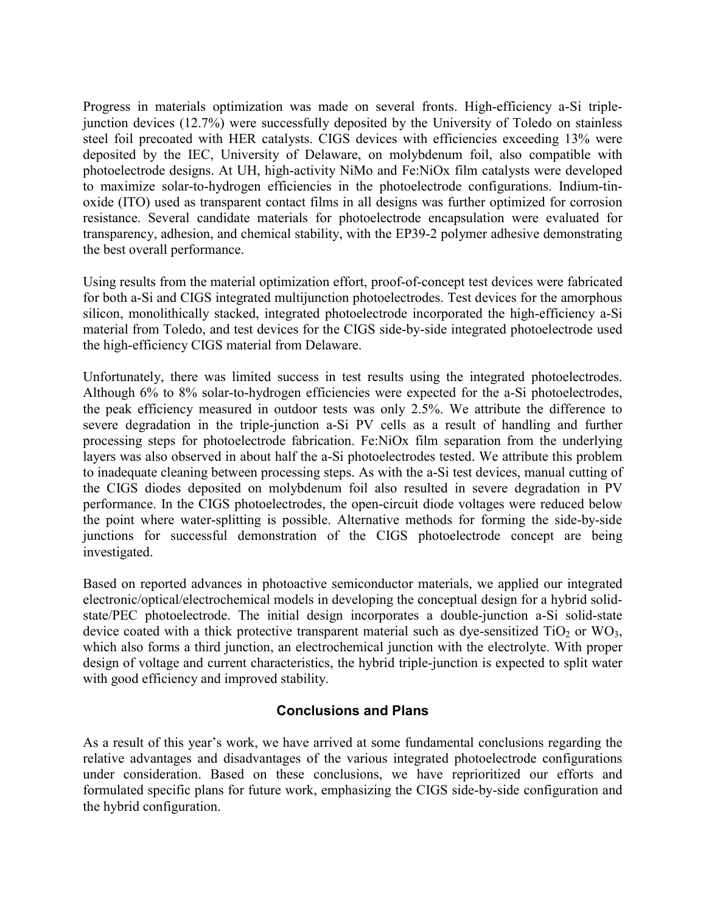Progress in materials optimization was made on several fronts. High-efficiency a-Si triple-junction devices (12.7%) were successfully deposited by the University of Toledo on stainless steel foil precoated with HER catalysts. CIGS devices with efficiencies exceeding 13% were deposited by the IEC, University of Delaware, on molybdenum foil, also compatible with photoelectrode designs. At UH, high-activity NiMo and Fe:NiOx film catalysts were developed to maximize solar-to-hydrogen efficiencies in the photoelectrode configurations. Indium-tin-oxide (ITO) used as transparent contact films in all designs was further optimized for corrosion resistance. Several candidate materials for photoelectrode encapsulation were evaluated for transparency, adhesion, and chemical stability, with the EP39-2 polymer adhesive demonstrating the best overall performance.

Using results from the material optimization effort, proof-of-concept test devices were fabricated for both a-Si and CIGS integrated multijunction photoelectrodes. Test devices for the amorphous silicon, monolithically stacked, integrated photoelectrode incorporated the high-efficiency a-Si material from Toledo, and test devices for the CIGS side-by-side integrated photoelectrode used the high-efficiency CIGS material from Delaware.

Unfortunately, there was limited success in test results using the integrated photoelectrodes. Although 6% to 8% solar-to-hydrogen efficiencies were expected for the a-Si photoelectrodes, the peak efficiency measured in outdoor tests was only 2.5%. We attribute the difference to severe degradation in the triple-junction a-Si PV cells as a result of handling and further processing steps for photoelectrode fabrication. Fe:NiOx film separation from the underlying layers was also observed in about half the a-Si photoelectrodes tested. We attribute this problem to inadequate cleaning between processing steps. As with the a-Si test devices, manual cutting of the CIGS diodes deposited on molybdenum foil also resulted in severe degradation in PV performance. In the CIGS photoelectrodes, the open-circuit diode voltages were reduced below the point where water-splitting is possible. Alternative methods for forming the side-by-side junctions for successful demonstration of the CIGS photoelectrode concept are being investigated.

Based on reported advances in photoactive semiconductor materials, we applied our integrated electronic/optical/electrochemical models in developing the conceptual design for a hybrid solid-state/PEC photoelectrode. The initial design incorporates a double-junction a-Si solid-state device coated with a thick protective transparent material such as dye-sensitized $TiO_2$ or $WO_3$, which also forms a third junction, an electrochemical junction with the electrolyte. With proper design of voltage and current characteristics, the hybrid triple-junction is expected to split water with good efficiency and improved stability.

## Conclusions and Plans

As a result of this year's work, we have arrived at some fundamental conclusions regarding the relative advantages and disadvantages of the various integrated photoelectrode configurations under consideration. Based on these conclusions, we have reprioritized our efforts and formulated specific plans for future work, emphasizing the CIGS side-by-side configuration and the hybrid configuration.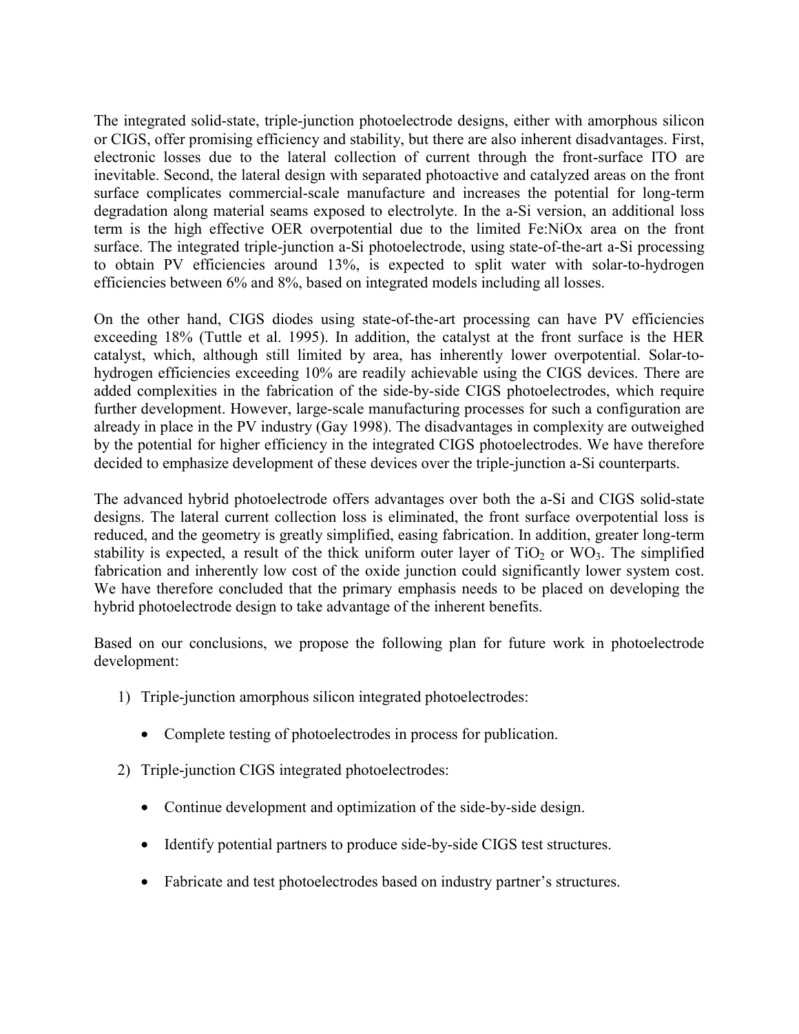The integrated solid-state, triple-junction photoelectrode designs, either with amorphous silicon or CIGS, offer promising efficiency and stability, but there are also inherent disadvantages. First, electronic losses due to the lateral collection of current through the front-surface ITO are inevitable. Second, the lateral design with separated photoactive and catalyzed areas on the front surface complicates commercial-scale manufacture and increases the potential for long-term degradation along material seams exposed to electrolyte. In the a-Si version, an additional loss term is the high effective OER overpotential due to the limited Fe:NiOx area on the front surface. The integrated triple-junction a-Si photoelectrode, using state-of-the-art a-Si processing to obtain PV efficiencies around 13%, is expected to split water with solar-to-hydrogen efficiencies between 6% and 8%, based on integrated models including all losses.

On the other hand, CIGS diodes using state-of-the-art processing can have PV efficiencies exceeding 18% (Tuttle et al. 1995). In addition, the catalyst at the front surface is the HER catalyst, which, although still limited by area, has inherently lower overpotential. Solar-to-hydrogen efficiencies exceeding 10% are readily achievable using the CIGS devices. There are added complexities in the fabrication of the side-by-side CIGS photoelectrodes, which require further development. However, large-scale manufacturing processes for such a configuration are already in place in the PV industry (Gay 1998). The disadvantages in complexity are outweighed by the potential for higher efficiency in the integrated CIGS photoelectrodes. We have therefore decided to emphasize development of these devices over the triple-junction a-Si counterparts.

The advanced hybrid photoelectrode offers advantages over both the a-Si and CIGS solid-state designs. The lateral current collection loss is eliminated, the front surface overpotential loss is reduced, and the geometry is greatly simplified, easing fabrication. In addition, greater long-term stability is expected, a result of the thick uniform outer layer of $TiO_2$ or $WO_3$. The simplified fabrication and inherently low cost of the oxide junction could significantly lower system cost. We have therefore concluded that the primary emphasis needs to be placed on developing the hybrid photoelectrode design to take advantage of the inherent benefits.

Based on our conclusions, we propose the following plan for future work in photoelectrode development:

1) Triple-junction amorphous silicon integrated photoelectrodes:
   - Complete testing of photoelectrodes in process for publication.
2) Triple-junction CIGS integrated photoelectrodes:
   - Continue development and optimization of the side-by-side design.
   - Identify potential partners to produce side-by-side CIGS test structures.
   - Fabricate and test photoelectrodes based on industry partner's structures.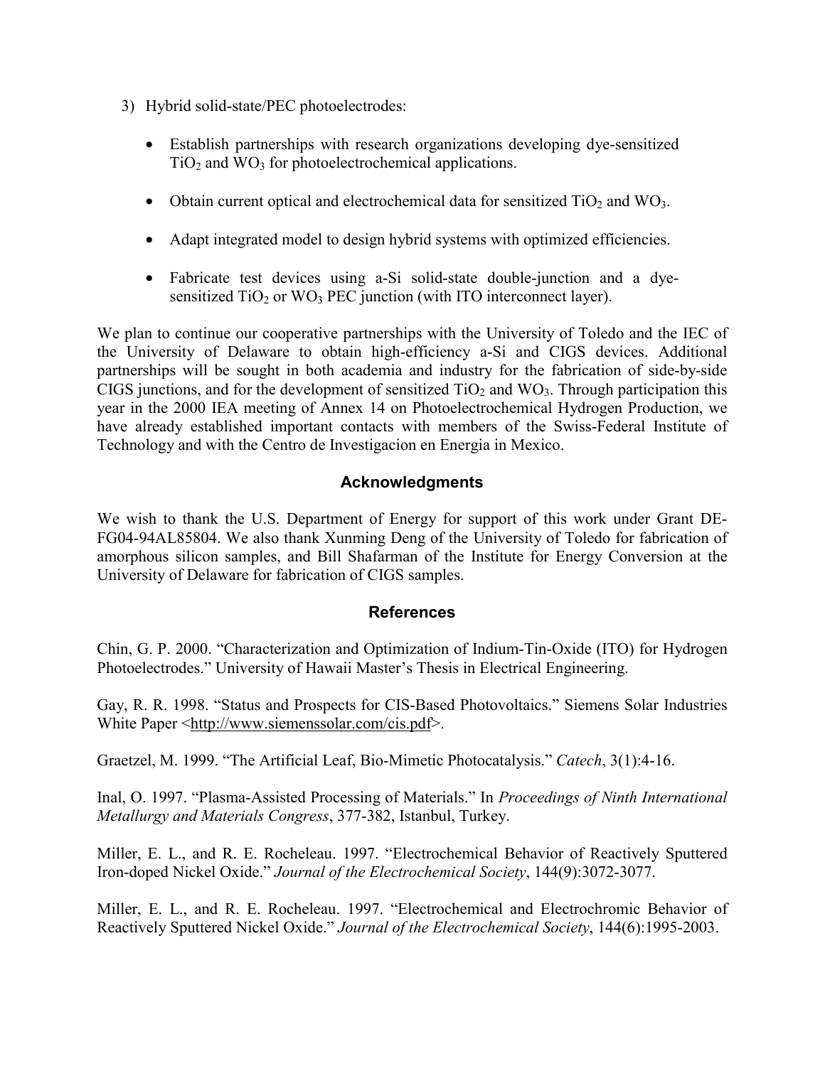3) Hybrid solid-state/PEC photoelectrodes:

   - Establish partnerships with research organizations developing dye-sensitized $TiO_2$ and $WO_3$ for photoelectrochemical applications.

   - Obtain current optical and electrochemical data for sensitized $TiO_2$ and $WO_3$.

   - Adapt integrated model to design hybrid systems with optimized efficiencies.

   - Fabricate test devices using a-Si solid-state double-junction and a dye-sensitized $TiO_2$ or $WO_3$ PEC junction (with ITO interconnect layer).

We plan to continue our cooperative partnerships with the University of Toledo and the IEC of the University of Delaware to obtain high-efficiency a-Si and CIGS devices. Additional partnerships will be sought in both academia and industry for the fabrication of side-by-side CIGS junctions, and for the development of sensitized $TiO_2$ and $WO_3$. Through participation this year in the 2000 IEA meeting of Annex 14 on Photoelectrochemical Hydrogen Production, we have already established important contacts with members of the Swiss-Federal Institute of Technology and with the Centro de Investigacion en Energia in Mexico.

## Acknowledgments

We wish to thank the U.S. Department of Energy for support of this work under Grant DE-FG04-94AL85804. We also thank Xunming Deng of the University of Toledo for fabrication of amorphous silicon samples, and Bill Shafarman of the Institute for Energy Conversion at the University of Delaware for fabrication of CIGS samples.

## References

Chin, G. P. 2000. "Characterization and Optimization of Indium-Tin-Oxide (ITO) for Hydrogen Photoelectrodes." University of Hawaii Master's Thesis in Electrical Engineering.

Gay, R. R. 1998. "Status and Prospects for CIS-Based Photovoltaics." Siemens Solar Industries White Paper <http://www.siemenssolar.com/cis.pdf>.

Graetzel, M. 1999. "The Artificial Leaf, Bio-Mimetic Photocatalysis." *Catech*, 3(1):4-16.

Inal, O. 1997. "Plasma-Assisted Processing of Materials." In *Proceedings of Ninth International Metallurgy and Materials Congress*, 377-382, Istanbul, Turkey.

Miller, E. L., and R. E. Rocheleau. 1997. "Electrochemical Behavior of Reactively Sputtered Iron-doped Nickel Oxide." *Journal of the Electrochemical Society*, 144(9):3072-3077.

Miller, E. L., and R. E. Rocheleau. 1997. "Electrochemical and Electrochromic Behavior of Reactively Sputtered Nickel Oxide." *Journal of the Electrochemical Society*, 144(6):1995-2003.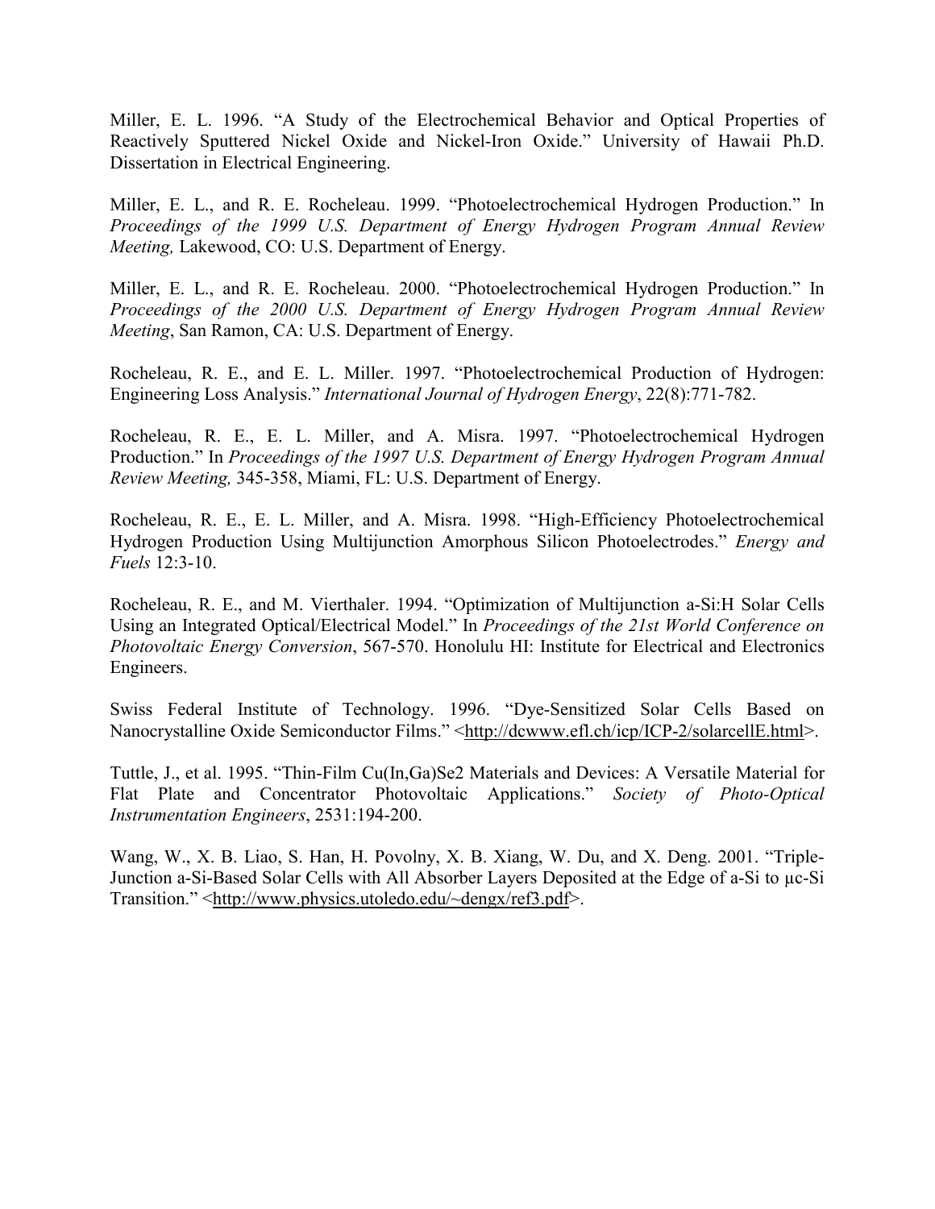Miller, E. L. 1996. "A Study of the Electrochemical Behavior and Optical Properties of Reactively Sputtered Nickel Oxide and Nickel-Iron Oxide." University of Hawaii Ph.D. Dissertation in Electrical Engineering.

Miller, E. L., and R. E. Rocheleau. 1999. "Photoelectrochemical Hydrogen Production." In *Proceedings of the 1999 U.S. Department of Energy Hydrogen Program Annual Review Meeting,* Lakewood, CO: U.S. Department of Energy.

Miller, E. L., and R. E. Rocheleau. 2000. "Photoelectrochemical Hydrogen Production." In *Proceedings of the 2000 U.S. Department of Energy Hydrogen Program Annual Review Meeting*, San Ramon, CA: U.S. Department of Energy.

Rocheleau, R. E., and E. L. Miller. 1997. "Photoelectrochemical Production of Hydrogen: Engineering Loss Analysis." *International Journal of Hydrogen Energy*, 22(8):771-782.

Rocheleau, R. E., E. L. Miller, and A. Misra. 1997. "Photoelectrochemical Hydrogen Production." In *Proceedings of the 1997 U.S. Department of Energy Hydrogen Program Annual Review Meeting,* 345-358, Miami, FL: U.S. Department of Energy.

Rocheleau, R. E., E. L. Miller, and A. Misra. 1998. "High-Efficiency Photoelectrochemical Hydrogen Production Using Multijunction Amorphous Silicon Photoelectrodes." *Energy and Fuels* 12:3-10.

Rocheleau, R. E., and M. Vierthaler. 1994. "Optimization of Multijunction a-Si:H Solar Cells Using an Integrated Optical/Electrical Model." In *Proceedings of the 21st World Conference on Photovoltaic Energy Conversion*, 567-570. Honolulu HI: Institute for Electrical and Electronics Engineers.

Swiss Federal Institute of Technology. 1996. "Dye-Sensitized Solar Cells Based on Nanocrystalline Oxide Semiconductor Films." <http://dcwww.efl.ch/icp/ICP-2/solarcellE.html>.

Tuttle, J., et al. 1995. "Thin-Film Cu(In,Ga)Se2 Materials and Devices: A Versatile Material for Flat Plate and Concentrator Photovoltaic Applications." *Society of Photo-Optical Instrumentation Engineers*, 2531:194-200.

Wang, W., X. B. Liao, S. Han, H. Povolny, X. B. Xiang, W. Du, and X. Deng. 2001. "Triple-Junction a-Si-Based Solar Cells with All Absorber Layers Deposited at the Edge of a-Si to μc-Si Transition." <http://www.physics.utoledo.edu/~dengx/ref3.pdf>.